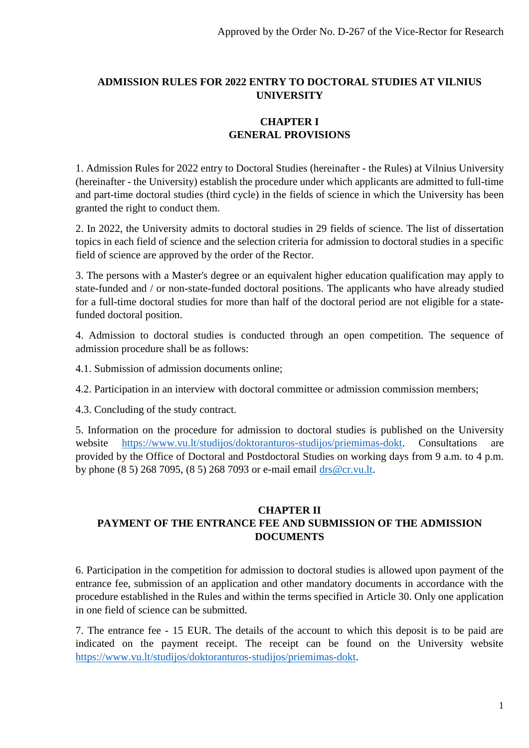Approved by the Order No. D-267 of the Vice-Rector for Research

# ADMISSION RULES FOR 2022 ENTRY TO DOCTORAL STUDIES AT VILNIUS UNIVERSITY

## CHAPTER I
## GENERAL PROVISIONS

1. Admission Rules for 2022 entry to Doctoral Studies (hereinafter - the Rules) at Vilnius University (hereinafter - the University) establish the procedure under which applicants are admitted to full-time and part-time doctoral studies (third cycle) in the fields of science in which the University has been granted the right to conduct them.

2. In 2022, the University admits to doctoral studies in 29 fields of science. The list of dissertation topics in each field of science and the selection criteria for admission to doctoral studies in a specific field of science are approved by the order of the Rector.

3. The persons with a Master's degree or an equivalent higher education qualification may apply to state-funded and / or non-state-funded doctoral positions. The applicants who have already studied for a full-time doctoral studies for more than half of the doctoral period are not eligible for a state-funded doctoral position.

4. Admission to doctoral studies is conducted through an open competition. The sequence of admission procedure shall be as follows:

4.1. Submission of admission documents online;

4.2. Participation in an interview with doctoral committee or admission commission members;

4.3. Concluding of the study contract.

5. Information on the procedure for admission to doctoral studies is published on the University website https://www.vu.lt/studijos/doktoranturos-studijos/priemimas-dokt. Consultations are provided by the Office of Doctoral and Postdoctoral Studies on working days from 9 a.m. to 4 p.m. by phone (8 5) 268 7095, (8 5) 268 7093 or e-mail email drs@cr.vu.lt.

## CHAPTER II
## PAYMENT OF THE ENTRANCE FEE AND SUBMISSION OF THE ADMISSION DOCUMENTS

6. Participation in the competition for admission to doctoral studies is allowed upon payment of the entrance fee, submission of an application and other mandatory documents in accordance with the procedure established in the Rules and within the terms specified in Article 30. Only one application in one field of science can be submitted.

7. The entrance fee - 15 EUR. The details of the account to which this deposit is to be paid are indicated on the payment receipt. The receipt can be found on the University website https://www.vu.lt/studijos/doktoranturos-studijos/priemimas-dokt.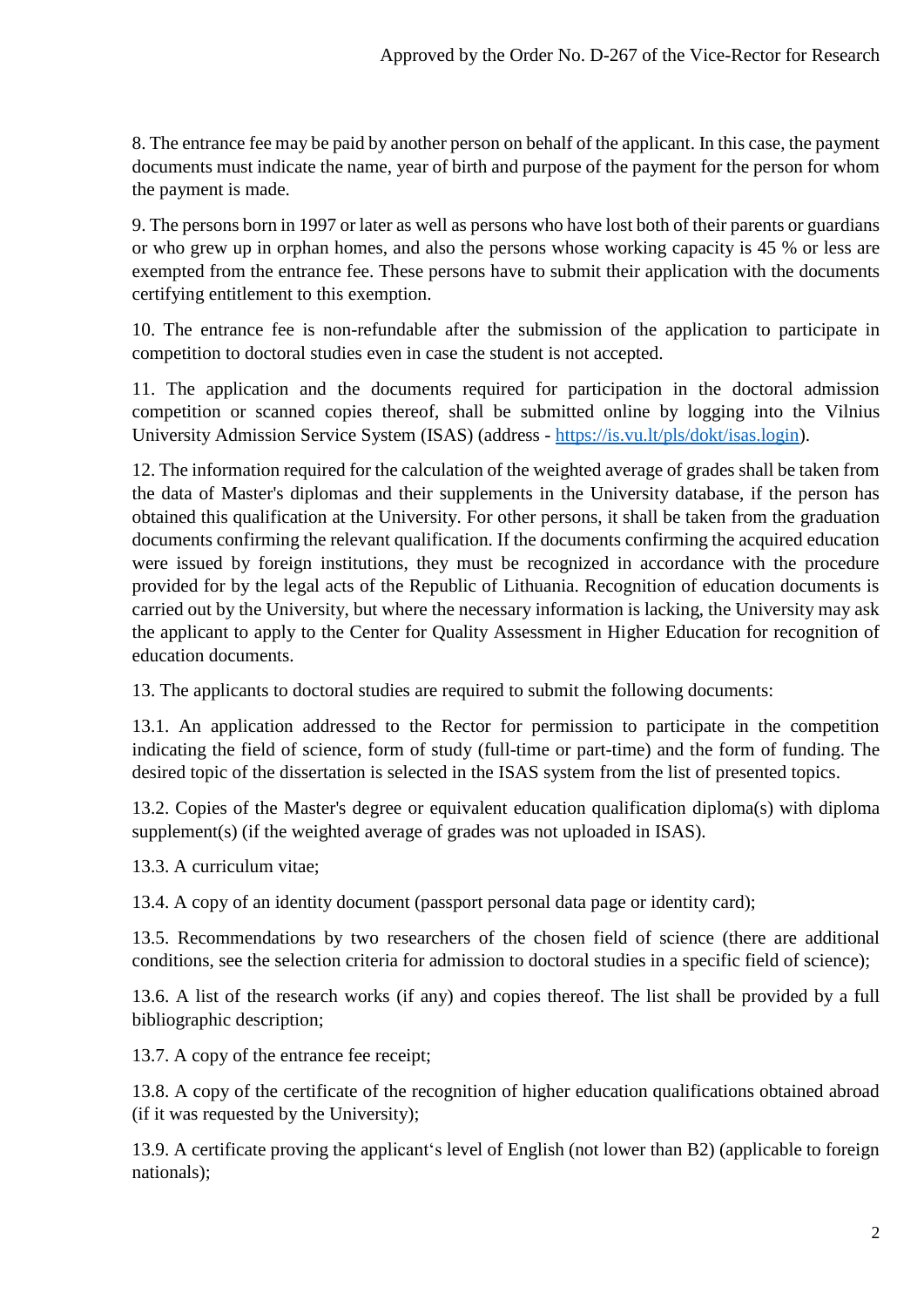8. The entrance fee may be paid by another person on behalf of the applicant. In this case, the payment documents must indicate the name, year of birth and purpose of the payment for the person for whom the payment is made.

9. The persons born in 1997 or later as well as persons who have lost both of their parents or guardians or who grew up in orphan homes, and also the persons whose working capacity is 45 % or less are exempted from the entrance fee. These persons have to submit their application with the documents certifying entitlement to this exemption.

10. The entrance fee is non-refundable after the submission of the application to participate in competition to doctoral studies even in case the student is not accepted.

11. The application and the documents required for participation in the doctoral admission competition or scanned copies thereof, shall be submitted online by logging into the Vilnius University Admission Service System (ISAS) (address - https://is.vu.lt/pls/dokt/isas.login).

12. The information required for the calculation of the weighted average of grades shall be taken from the data of Master's diplomas and their supplements in the University database, if the person has obtained this qualification at the University. For other persons, it shall be taken from the graduation documents confirming the relevant qualification. If the documents confirming the acquired education were issued by foreign institutions, they must be recognized in accordance with the procedure provided for by the legal acts of the Republic of Lithuania. Recognition of education documents is carried out by the University, but where the necessary information is lacking, the University may ask the applicant to apply to the Center for Quality Assessment in Higher Education for recognition of education documents.

13. The applicants to doctoral studies are required to submit the following documents:

13.1. An application addressed to the Rector for permission to participate in the competition indicating the field of science, form of study (full-time or part-time) and the form of funding. The desired topic of the dissertation is selected in the ISAS system from the list of presented topics.

13.2. Copies of the Master's degree or equivalent education qualification diploma(s) with diploma supplement(s) (if the weighted average of grades was not uploaded in ISAS).

13.3. A curriculum vitae;

13.4. A copy of an identity document (passport personal data page or identity card);

13.5. Recommendations by two researchers of the chosen field of science (there are additional conditions, see the selection criteria for admission to doctoral studies in a specific field of science);

13.6. A list of the research works (if any) and copies thereof. The list shall be provided by a full bibliographic description;

13.7. A copy of the entrance fee receipt;

13.8. A copy of the certificate of the recognition of higher education qualifications obtained abroad (if it was requested by the University);

13.9. A certificate proving the applicant‘s level of English (not lower than B2) (applicable to foreign nationals);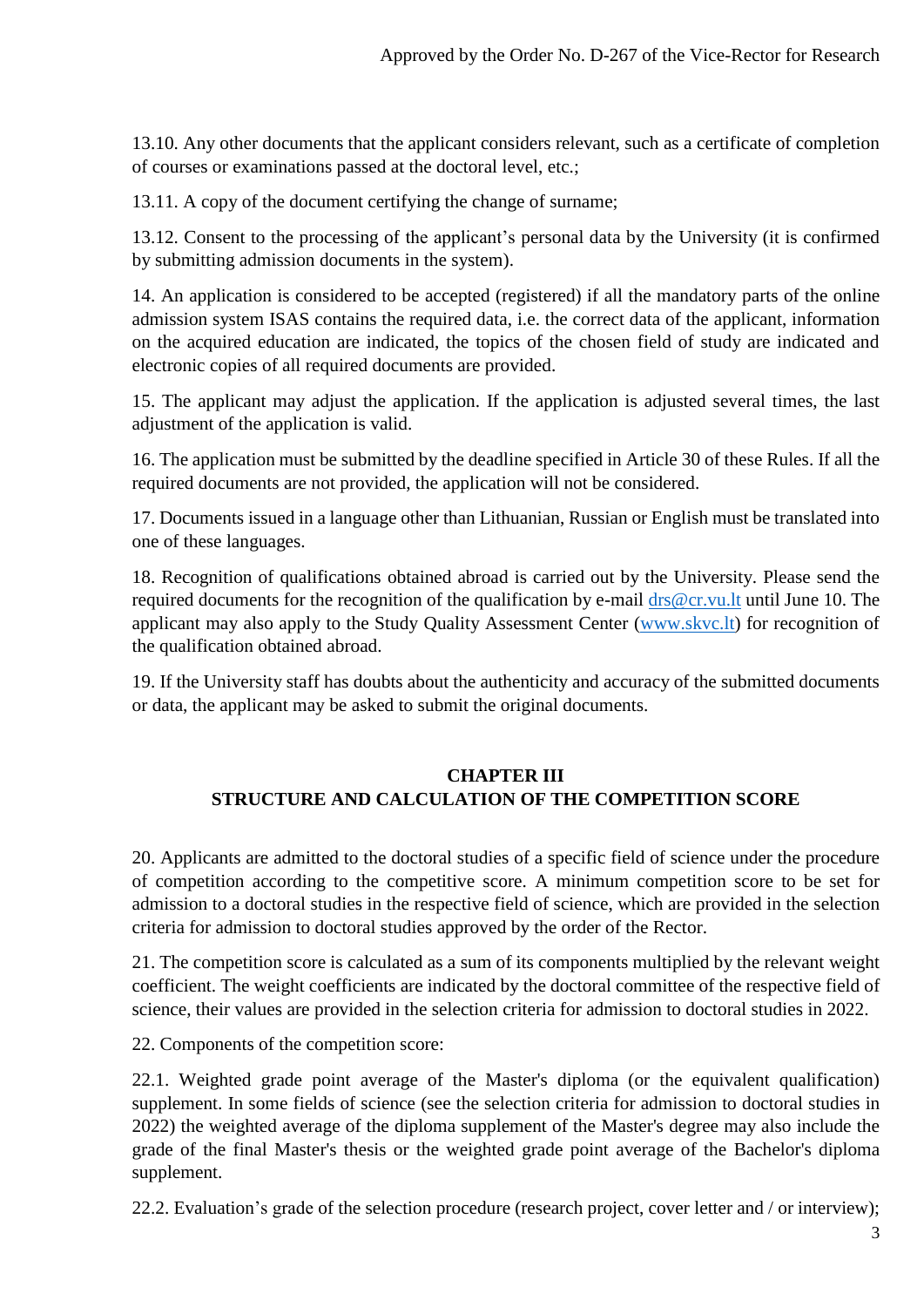13.10. Any other documents that the applicant considers relevant, such as a certificate of completion of courses or examinations passed at the doctoral level, etc.;

13.11. A copy of the document certifying the change of surname;

13.12. Consent to the processing of the applicant's personal data by the University (it is confirmed by submitting admission documents in the system).

14. An application is considered to be accepted (registered) if all the mandatory parts of the online admission system ISAS contains the required data, i.e. the correct data of the applicant, information on the acquired education are indicated, the topics of the chosen field of study are indicated and electronic copies of all required documents are provided.

15. The applicant may adjust the application. If the application is adjusted several times, the last adjustment of the application is valid.

16. The application must be submitted by the deadline specified in Article 30 of these Rules. If all the required documents are not provided, the application will not be considered.

17. Documents issued in a language other than Lithuanian, Russian or English must be translated into one of these languages.

18. Recognition of qualifications obtained abroad is carried out by the University. Please send the required documents for the recognition of the qualification by e-mail drs@cr.vu.lt until June 10. The applicant may also apply to the Study Quality Assessment Center (www.skvc.lt) for recognition of the qualification obtained abroad.

19. If the University staff has doubts about the authenticity and accuracy of the submitted documents or data, the applicant may be asked to submit the original documents.

## CHAPTER III
## STRUCTURE AND CALCULATION OF THE COMPETITION SCORE

20. Applicants are admitted to the doctoral studies of a specific field of science under the procedure of competition according to the competitive score. A minimum competition score to be set for admission to a doctoral studies in the respective field of science, which are provided in the selection criteria for admission to doctoral studies approved by the order of the Rector.

21. The competition score is calculated as a sum of its components multiplied by the relevant weight coefficient. The weight coefficients are indicated by the doctoral committee of the respective field of science, their values are provided in the selection criteria for admission to doctoral studies in 2022.

22. Components of the competition score:

22.1. Weighted grade point average of the Master's diploma (or the equivalent qualification) supplement. In some fields of science (see the selection criteria for admission to doctoral studies in 2022) the weighted average of the diploma supplement of the Master's degree may also include the grade of the final Master's thesis or the weighted grade point average of the Bachelor's diploma supplement.

22.2. Evaluation's grade of the selection procedure (research project, cover letter and / or interview);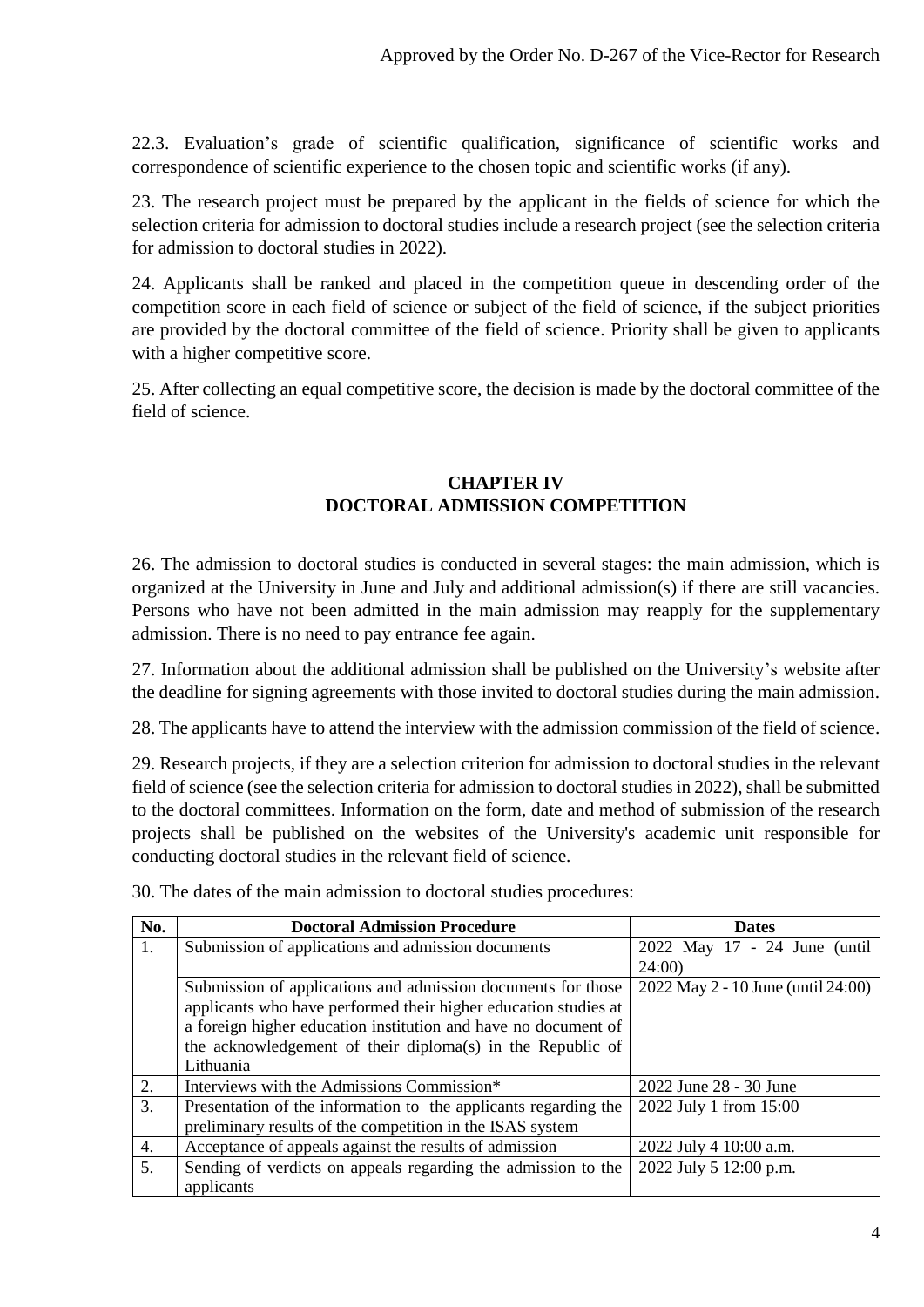22.3. Evaluation's grade of scientific qualification, significance of scientific works and correspondence of scientific experience to the chosen topic and scientific works (if any).

23. The research project must be prepared by the applicant in the fields of science for which the selection criteria for admission to doctoral studies include a research project (see the selection criteria for admission to doctoral studies in 2022).

24. Applicants shall be ranked and placed in the competition queue in descending order of the competition score in each field of science or subject of the field of science, if the subject priorities are provided by the doctoral committee of the field of science. Priority shall be given to applicants with a higher competitive score.

25. After collecting an equal competitive score, the decision is made by the doctoral committee of the field of science.

## CHAPTER IV
## DOCTORAL ADMISSION COMPETITION

26. The admission to doctoral studies is conducted in several stages: the main admission, which is organized at the University in June and July and additional admission(s) if there are still vacancies. Persons who have not been admitted in the main admission may reapply for the supplementary admission. There is no need to pay entrance fee again.

27. Information about the additional admission shall be published on the University's website after the deadline for signing agreements with those invited to doctoral studies during the main admission.

28. The applicants have to attend the interview with the admission commission of the field of science.

29. Research projects, if they are a selection criterion for admission to doctoral studies in the relevant field of science (see the selection criteria for admission to doctoral studies in 2022), shall be submitted to the doctoral committees. Information on the form, date and method of submission of the research projects shall be published on the websites of the University's academic unit responsible for conducting doctoral studies in the relevant field of science.

30. The dates of the main admission to doctoral studies procedures:

| No. | Doctoral Admission Procedure | Dates |
|---|---|---|
| 1. | Submission of applications and admission documents | 2022 May 17 - 24 June (until 24:00) |
| | Submission of applications and admission documents for those applicants who have performed their higher education studies at a foreign higher education institution and have no document of the acknowledgement of their diploma(s) in the Republic of Lithuania | 2022 May 2 - 10 June (until 24:00) |
| 2. | Interviews with the Admissions Commission* | 2022 June 28 - 30 June |
| 3. | Presentation of the information to the applicants regarding the preliminary results of the competition in the ISAS system | 2022 July 1 from 15:00 |
| 4. | Acceptance of appeals against the results of admission | 2022 July 4 10:00 a.m. |
| 5. | Sending of verdicts on appeals regarding the admission to the applicants | 2022 July 5 12:00 p.m. |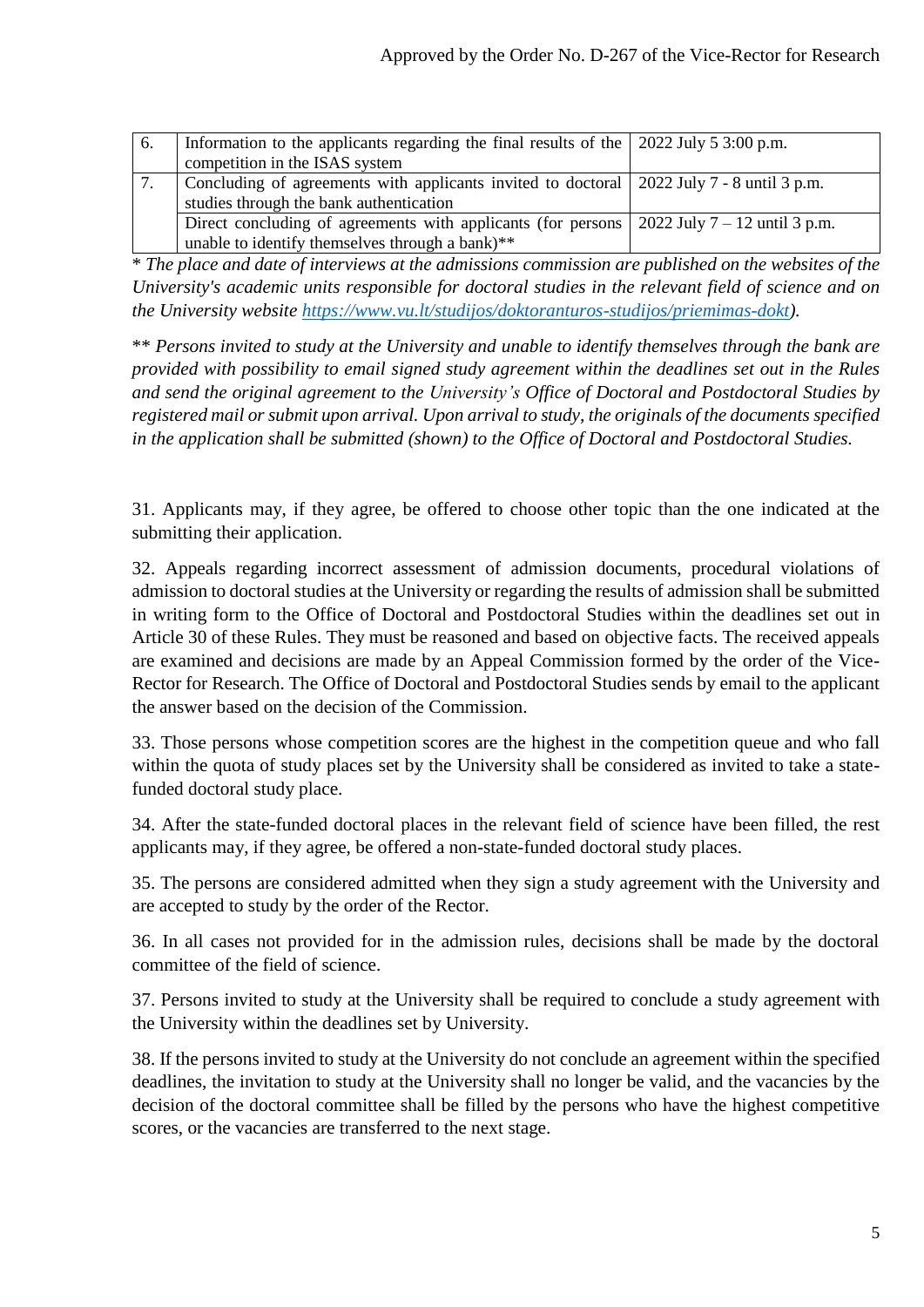| 6. | Information to the applicants regarding the final results of the competition in the ISAS system | 2022 July 5 3:00 p.m. |
|---|---|---|
| 7. | Concluding of agreements with applicants invited to doctoral studies through the bank authentication | 2022 July 7 - 8 until 3 p.m. |
| | Direct concluding of agreements with applicants (for persons unable to identify themselves through a bank)** | 2022 July 7 – 12 until 3 p.m. |

* *The place and date of interviews at the admissions commission are published on the websites of the University's academic units responsible for doctoral studies in the relevant field of science and on the University website https://www.vu.lt/studijos/doktoranturos-studijos/priemimas-dokt).*

** *Persons invited to study at the University and unable to identify themselves through the bank are provided with possibility to email signed study agreement within the deadlines set out in the Rules and send the original agreement to the University's Office of Doctoral and Postdoctoral Studies by registered mail or submit upon arrival. Upon arrival to study, the originals of the documents specified in the application shall be submitted (shown) to the Office of Doctoral and Postdoctoral Studies.*

31. Applicants may, if they agree, be offered to choose other topic than the one indicated at the submitting their application.

32. Appeals regarding incorrect assessment of admission documents, procedural violations of admission to doctoral studies at the University or regarding the results of admission shall be submitted in writing form to the Office of Doctoral and Postdoctoral Studies within the deadlines set out in Article 30 of these Rules. They must be reasoned and based on objective facts. The received appeals are examined and decisions are made by an Appeal Commission formed by the order of the Vice-Rector for Research. The Office of Doctoral and Postdoctoral Studies sends by email to the applicant the answer based on the decision of the Commission.

33. Those persons whose competition scores are the highest in the competition queue and who fall within the quota of study places set by the University shall be considered as invited to take a state-funded doctoral study place.

34. After the state-funded doctoral places in the relevant field of science have been filled, the rest applicants may, if they agree, be offered a non-state-funded doctoral study places.

35. The persons are considered admitted when they sign a study agreement with the University and are accepted to study by the order of the Rector.

36. In all cases not provided for in the admission rules, decisions shall be made by the doctoral committee of the field of science.

37. Persons invited to study at the University shall be required to conclude a study agreement with the University within the deadlines set by University.

38. If the persons invited to study at the University do not conclude an agreement within the specified deadlines, the invitation to study at the University shall no longer be valid, and the vacancies by the decision of the doctoral committee shall be filled by the persons who have the highest competitive scores, or the vacancies are transferred to the next stage.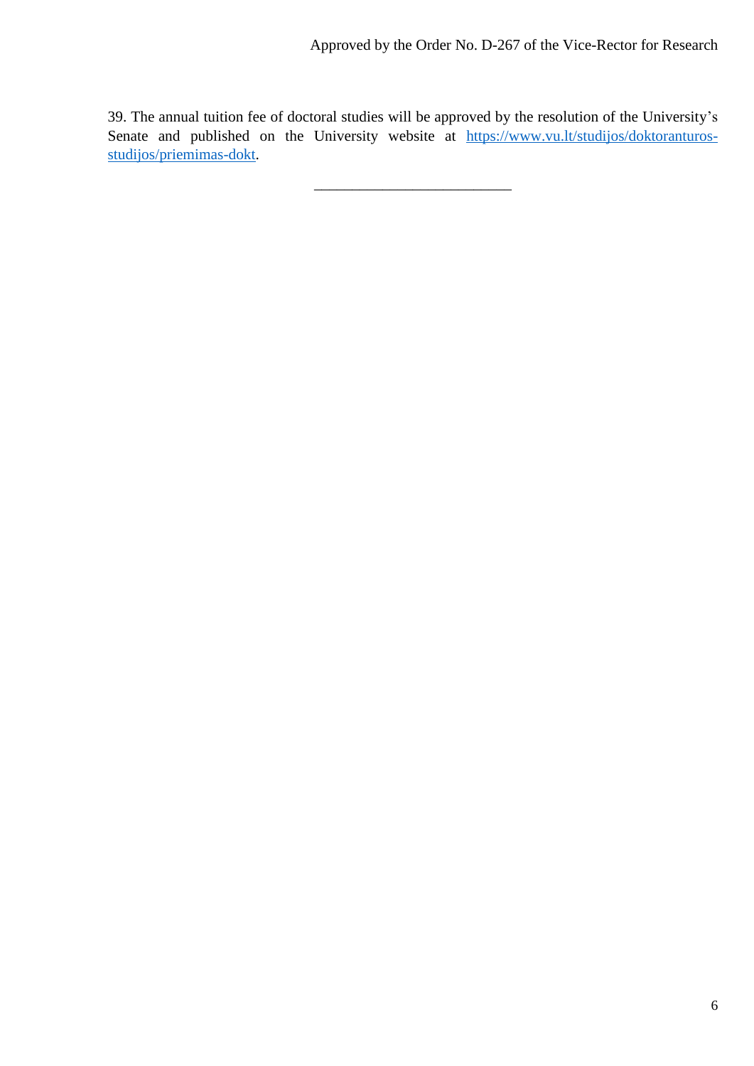39. The annual tuition fee of doctoral studies will be approved by the resolution of the University's Senate and published on the University website at [https://www.vu.lt/studijos/doktoranturos-studijos/priemimas-dokt](https://www.vu.lt/studijos/doktoranturos-studijos/priemimas-dokt).

\_\_\_\_\_\_\_\_\_\_\_\_\_\_\_\_\_\_\_\_\_\_\_\_\_\_